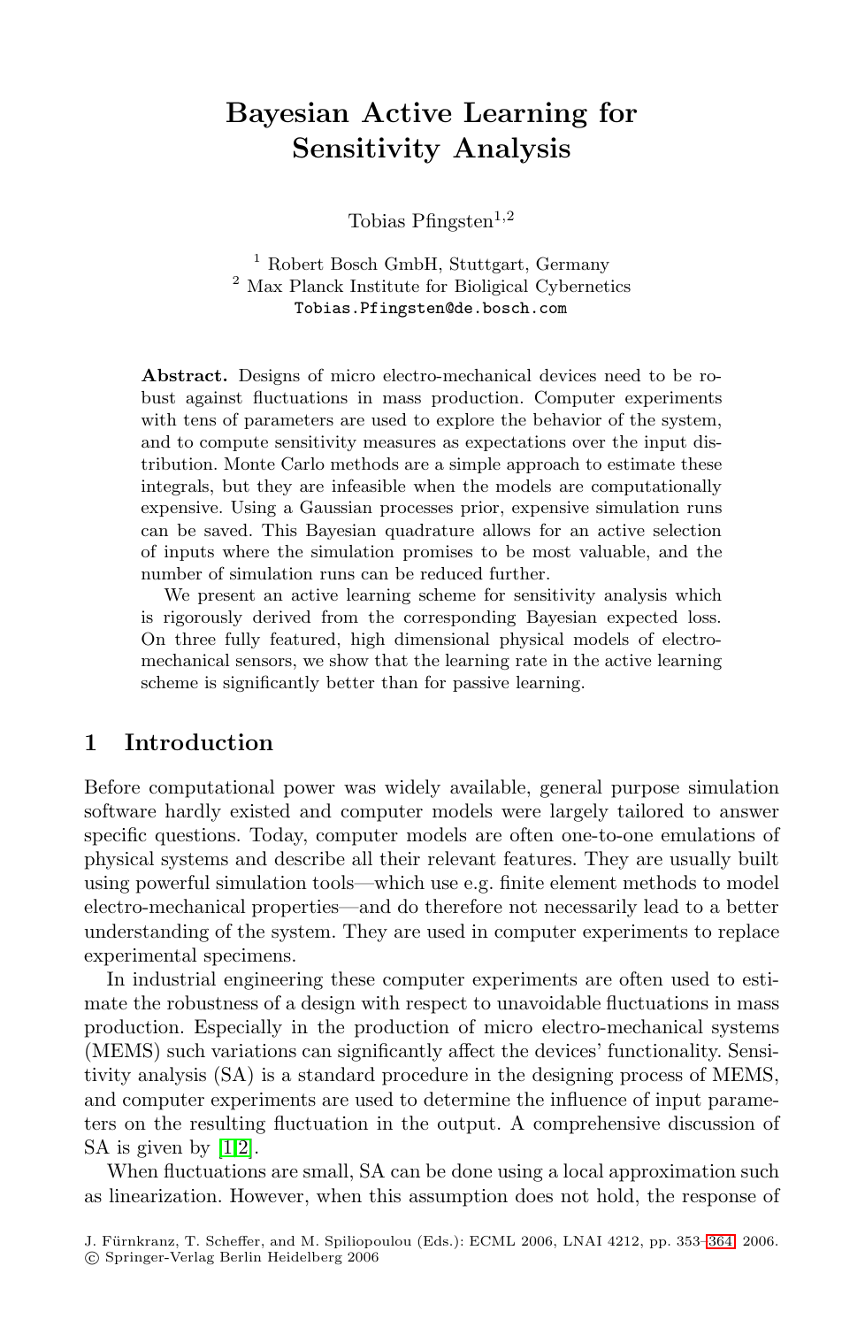# Bayesian Active Learning for Sensitivity Analysis

Tobias Pfingsten[1,2]

[1] Robert Bosch GmbH, Stuttgart, Germany
[2] Max Planck Institute for Bioligical Cybernetics
Tobias.Pfingsten@de.bosch.com

**Abstract.** Designs of micro electro-mechanical devices need to be robust against fluctuations in mass production. Computer experiments with tens of parameters are used to explore the behavior of the system, and to compute sensitivity measures as expectations over the input distribution. Monte Carlo methods are a simple approach to estimate these integrals, but they are infeasible when the models are computationally expensive. Using a Gaussian processes prior, expensive simulation runs can be saved. This Bayesian quadrature allows for an active selection of inputs where the simulation promises to be most valuable, and the number of simulation runs can be reduced further.

We present an active learning scheme for sensitivity analysis which is rigorously derived from the corresponding Bayesian expected loss. On three fully featured, high dimensional physical models of electro-mechanical sensors, we show that the learning rate in the active learning scheme is significantly better than for passive learning.

## 1 Introduction

Before computational power was widely available, general purpose simulation software hardly existed and computer models were largely tailored to answer specific questions. Today, computer models are often one-to-one emulations of physical systems and describe all their relevant features. They are usually built using powerful simulation tools—which use e.g. finite element methods to model electro-mechanical properties—and do therefore not necessarily lead to a better understanding of the system. They are used in computer experiments to replace experimental specimens.

In industrial engineering these computer experiments are often used to estimate the robustness of a design with respect to unavoidable fluctuations in mass production. Especially in the production of micro electro-mechanical systems (MEMS) such variations can significantly affect the devices' functionality. Sensitivity analysis (SA) is a standard procedure in the designing process of MEMS, and computer experiments are used to determine the influence of input parameters on the resulting fluctuation in the output. A comprehensive discussion of SA is given by [1,2].

When fluctuations are small, SA can be done using a local approximation such as linearization. However, when this assumption does not hold, the response of

J. Fürnkranz, T. Scheffer, and M. Spiliopoulou (Eds.): ECML 2006, LNAI 4212, pp. 353–364, 2006.
© Springer-Verlag Berlin Heidelberg 2006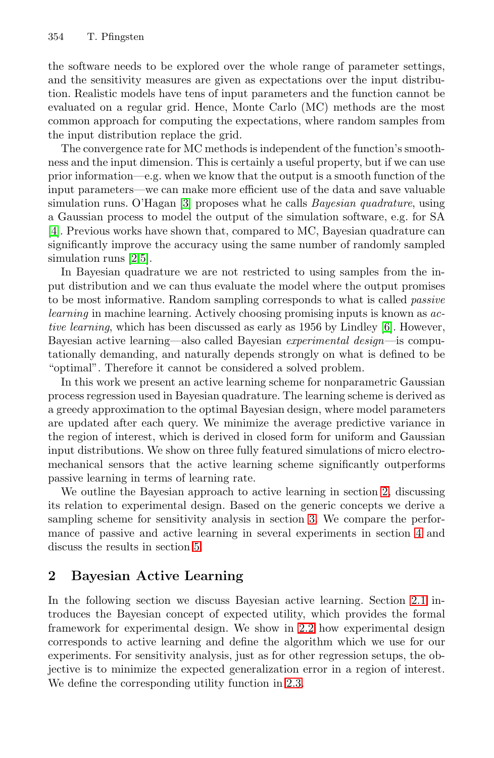the software needs to be explored over the whole range of parameter settings, and the sensitivity measures are given as expectations over the input distribution. Realistic models have tens of input parameters and the function cannot be evaluated on a regular grid. Hence, Monte Carlo (MC) methods are the most common approach for computing the expectations, where random samples from the input distribution replace the grid.

The convergence rate for MC methods is independent of the function's smoothness and the input dimension. This is certainly a useful property, but if we can use prior information—e.g. when we know that the output is a smooth function of the input parameters—we can make more efficient use of the data and save valuable simulation runs. O'Hagan [3] proposes what he calls *Bayesian quadrature*, using a Gaussian process to model the output of the simulation software, e.g. for SA [4]. Previous works have shown that, compared to MC, Bayesian quadrature can significantly improve the accuracy using the same number of randomly sampled simulation runs [2,5].

In Bayesian quadrature we are not restricted to using samples from the input distribution and we can thus evaluate the model where the output promises to be most informative. Random sampling corresponds to what is called *passive learning* in machine learning. Actively choosing promising inputs is known as *active learning*, which has been discussed as early as 1956 by Lindley [6]. However, Bayesian active learning—also called Bayesian *experimental design*—is computationally demanding, and naturally depends strongly on what is defined to be "optimal". Therefore it cannot be considered a solved problem.

In this work we present an active learning scheme for nonparametric Gaussian process regression used in Bayesian quadrature. The learning scheme is derived as a greedy approximation to the optimal Bayesian design, where model parameters are updated after each query. We minimize the average predictive variance in the region of interest, which is derived in closed form for uniform and Gaussian input distributions. We show on three fully featured simulations of micro electro-mechanical sensors that the active learning scheme significantly outperforms passive learning in terms of learning rate.

We outline the Bayesian approach to active learning in section 2, discussing its relation to experimental design. Based on the generic concepts we derive a sampling scheme for sensitivity analysis in section 3. We compare the performance of passive and active learning in several experiments in section 4 and discuss the results in section 5.

## 2 Bayesian Active Learning

In the following section we discuss Bayesian active learning. Section 2.1 introduces the Bayesian concept of expected utility, which provides the formal framework for experimental design. We show in 2.2 how experimental design corresponds to active learning and define the algorithm which we use for our experiments. For sensitivity analysis, just as for other regression setups, the objective is to minimize the expected generalization error in a region of interest. We define the corresponding utility function in 2.3.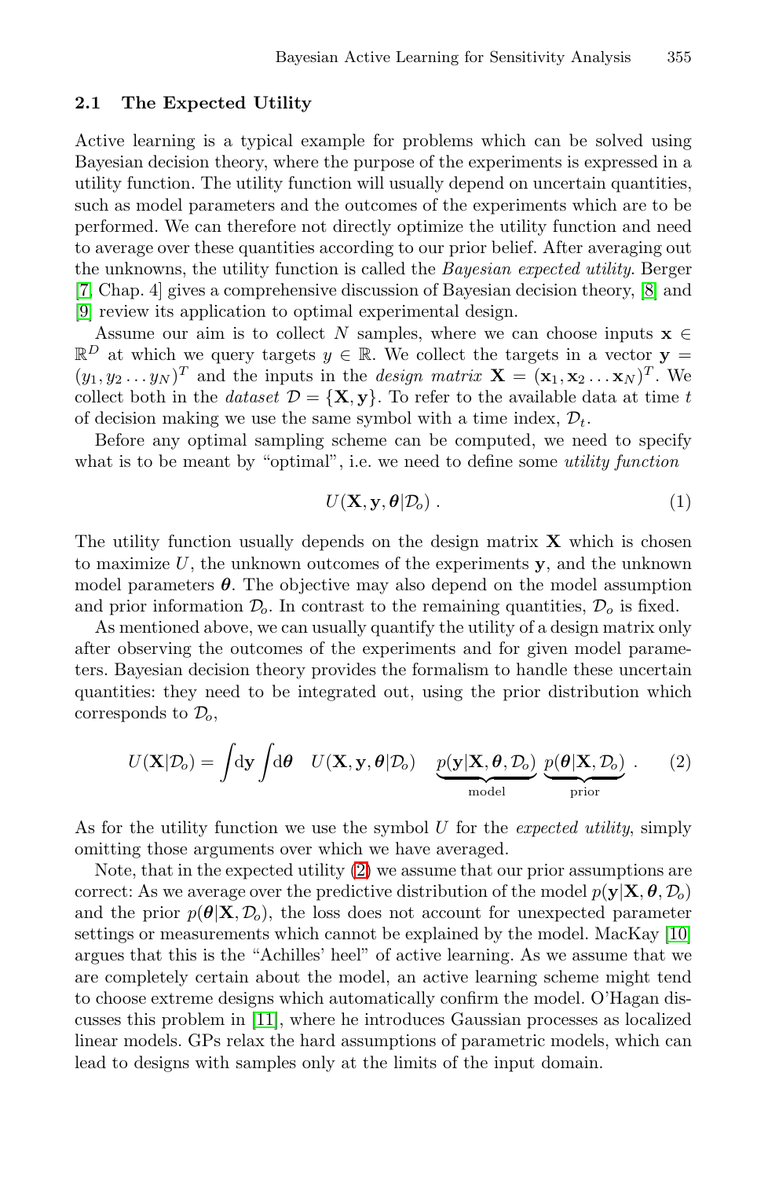### 2.1 The Expected Utility

Active learning is a typical example for problems which can be solved using Bayesian decision theory, where the purpose of the experiments is expressed in a utility function. The utility function will usually depend on uncertain quantities, such as model parameters and the outcomes of the experiments which are to be performed. We can therefore not directly optimize the utility function and need to average over these quantities according to our prior belief. After averaging out the unknowns, the utility function is called the *Bayesian expected utility*. Berger [7, Chap. 4] gives a comprehensive discussion of Bayesian decision theory, [8] and [9] review its application to optimal experimental design.

Assume our aim is to collect $N$ samples, where we can choose inputs $\mathbf{x} \in \mathbb{R}^D$ at which we query targets $y \in \mathbb{R}$. We collect the targets in a vector $\mathbf{y} = (y_1, y_2 \ldots y_N)^T$ and the inputs in the *design matrix* $\mathbf{X} = (\mathbf{x}_1, \mathbf{x}_2 \ldots \mathbf{x}_N)^T$. We collect both in the *dataset* $\mathcal{D} = \{\mathbf{X}, \mathbf{y}\}$. To refer to the available data at time $t$ of decision making we use the same symbol with a time index, $\mathcal{D}_t$.

Before any optimal sampling scheme can be computed, we need to specify what is to be meant by "optimal", i.e. we need to define some *utility function*

$$U(\mathbf{X}, \mathbf{y}, \boldsymbol{\theta} | \mathcal{D}_o) . \tag{1}$$

The utility function usually depends on the design matrix $\mathbf{X}$ which is chosen to maximize $U$, the unknown outcomes of the experiments $\mathbf{y}$, and the unknown model parameters $\boldsymbol{\theta}$. The objective may also depend on the model assumption and prior information $\mathcal{D}_o$. In contrast to the remaining quantities, $\mathcal{D}_o$ is fixed.

As mentioned above, we can usually quantify the utility of a design matrix only after observing the outcomes of the experiments and for given model parameters. Bayesian decision theory provides the formalism to handle these uncertain quantities: they need to be integrated out, using the prior distribution which corresponds to $\mathcal{D}_o$,

$$U(\mathbf{X}|\mathcal{D}_o) = \int \mathrm{d}\mathbf{y} \int \mathrm{d}\boldsymbol{\theta} \quad U(\mathbf{X}, \mathbf{y}, \boldsymbol{\theta}|\mathcal{D}_o) \quad \underbrace{p(\mathbf{y}|\mathbf{X}, \boldsymbol{\theta}, \mathcal{D}_o)}_{\text{model}} \; \underbrace{p(\boldsymbol{\theta}|\mathbf{X}, \mathcal{D}_o)}_{\text{prior}} . \tag{2}$$

As for the utility function we use the symbol $U$ for the *expected utility*, simply omitting those arguments over which we have averaged.

Note, that in the expected utility (2) we assume that our prior assumptions are correct: As we average over the predictive distribution of the model $p(\mathbf{y}|\mathbf{X}, \boldsymbol{\theta}, \mathcal{D}_o)$ and the prior $p(\boldsymbol{\theta}|\mathbf{X}, \mathcal{D}_o)$, the loss does not account for unexpected parameter settings or measurements which cannot be explained by the model. MacKay [10] argues that this is the "Achilles' heel" of active learning. As we assume that we are completely certain about the model, an active learning scheme might tend to choose extreme designs which automatically confirm the model. O'Hagan discusses this problem in [11], where he introduces Gaussian processes as localized linear models. GPs relax the hard assumptions of parametric models, which can lead to designs with samples only at the limits of the input domain.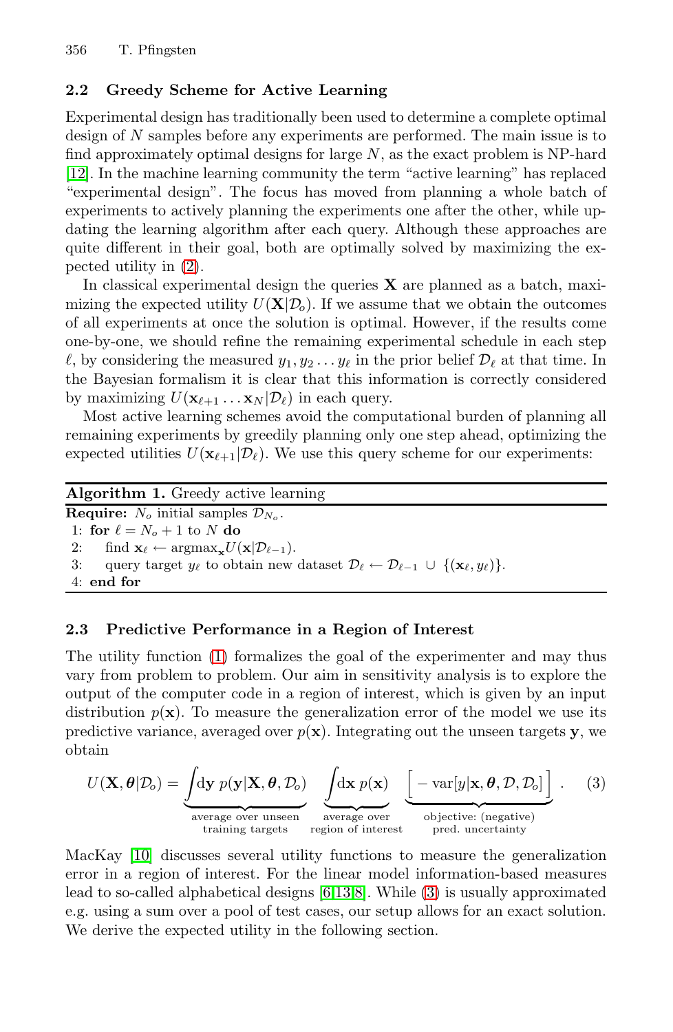### 2.2 Greedy Scheme for Active Learning

Experimental design has traditionally been used to determine a complete optimal design of $N$ samples before any experiments are performed. The main issue is to find approximately optimal designs for large $N$, as the exact problem is NP-hard [12]. In the machine learning community the term "active learning" has replaced "experimental design". The focus has moved from planning a whole batch of experiments to actively planning the experiments one after the other, while updating the learning algorithm after each query. Although these approaches are quite different in their goal, both are optimally solved by maximizing the expected utility in (2).

In classical experimental design the queries $\mathbf{X}$ are planned as a batch, maximizing the expected utility $U(\mathbf{X}|\mathcal{D}_o)$. If we assume that we obtain the outcomes of all experiments at once the solution is optimal. However, if the results come one-by-one, we should refine the remaining experimental schedule in each step $\ell$, by considering the measured $y_1, y_2 \ldots y_\ell$ in the prior belief $\mathcal{D}_\ell$ at that time. In the Bayesian formalism it is clear that this information is correctly considered by maximizing $U(\mathbf{x}_{\ell+1} \ldots \mathbf{x}_N|\mathcal{D}_\ell)$ in each query.

Most active learning schemes avoid the computational burden of planning all remaining experiments by greedily planning only one step ahead, optimizing the expected utilities $U(\mathbf{x}_{\ell+1}|\mathcal{D}_\ell)$. We use this query scheme for our experiments:

**Algorithm 1.** Greedy active learning

**Require:** $N_o$ initial samples $\mathcal{D}_{N_o}$.
1: **for** $\ell = N_o + 1$ to $N$ **do**
2: find $\mathbf{x}_\ell \leftarrow \text{argmax}_{\mathbf{x}} U(\mathbf{x}|\mathcal{D}_{\ell-1})$.
3: query target $y_\ell$ to obtain new dataset $\mathcal{D}_\ell \leftarrow \mathcal{D}_{\ell-1} \cup \{(\mathbf{x}_\ell, y_\ell)\}$.
4: **end for**

### 2.3 Predictive Performance in a Region of Interest

The utility function (1) formalizes the goal of the experimenter and may thus vary from problem to problem. Our aim in sensitivity analysis is to explore the output of the computer code in a region of interest, which is given by an input distribution $p(\mathbf{x})$. To measure the generalization error of the model we use its predictive variance, averaged over $p(\mathbf{x})$. Integrating out the unseen targets $\mathbf{y}$, we obtain

$$U(\mathbf{X}, \boldsymbol{\theta}|\mathcal{D}_o) = \underbrace{\int \mathrm{d}\mathbf{y}\; p(\mathbf{y}|\mathbf{X}, \boldsymbol{\theta}, \mathcal{D}_o)}_{\substack{\text{average over unseen}\\ \text{training targets}}} \; \underbrace{\int \mathrm{d}\mathbf{x}\; p(\mathbf{x})}_{\substack{\text{average over}\\ \text{region of interest}}} \; \underbrace{\Big[ -\operatorname{var}[y|\mathbf{x}, \boldsymbol{\theta}, \mathcal{D}, \mathcal{D}_o] \Big]}_{\substack{\text{objective: (negative)}\\ \text{pred. uncertainty}}} . \quad (3)$$

MacKay [10] discusses several utility functions to measure the generalization error in a region of interest. For the linear model information-based measures lead to so-called alphabetical designs [6,13,8]. While (3) is usually approximated e.g. using a sum over a pool of test cases, our setup allows for an exact solution. We derive the expected utility in the following section.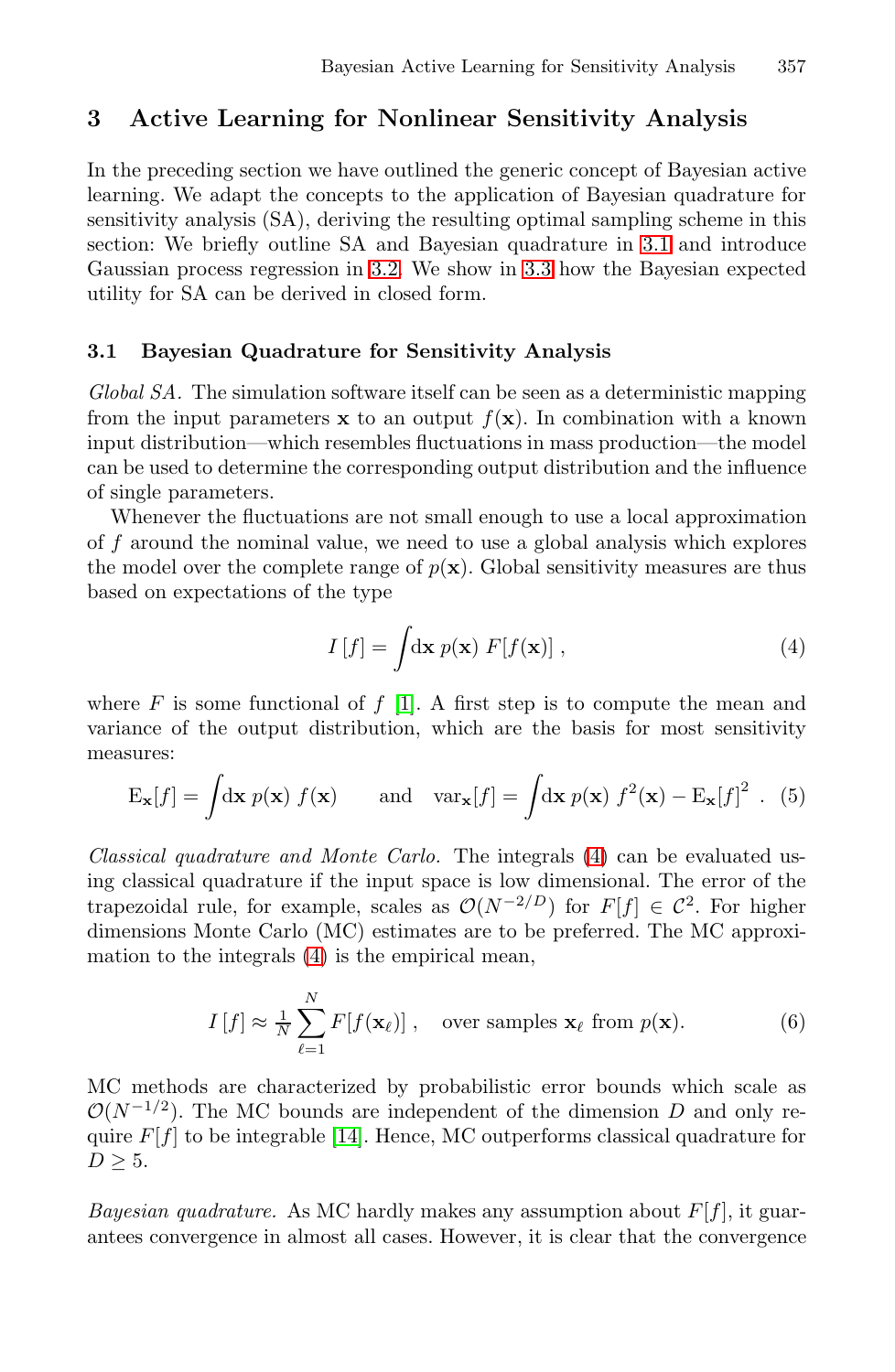## 3 Active Learning for Nonlinear Sensitivity Analysis

In the preceding section we have outlined the generic concept of Bayesian active learning. We adapt the concepts to the application of Bayesian quadrature for sensitivity analysis (SA), deriving the resulting optimal sampling scheme in this section: We briefly outline SA and Bayesian quadrature in 3.1 and introduce Gaussian process regression in 3.2. We show in 3.3 how the Bayesian expected utility for SA can be derived in closed form.

### 3.1 Bayesian Quadrature for Sensitivity Analysis

*Global SA.* The simulation software itself can be seen as a deterministic mapping from the input parameters $\mathbf{x}$ to an output $f(\mathbf{x})$. In combination with a known input distribution—which resembles fluctuations in mass production—the model can be used to determine the corresponding output distribution and the influence of single parameters.

Whenever the fluctuations are not small enough to use a local approximation of $f$ around the nominal value, we need to use a global analysis which explores the model over the complete range of $p(\mathbf{x})$. Global sensitivity measures are thus based on expectations of the type

$$I\left[f\right] = \int \mathrm{d}\mathbf{x}\; p(\mathbf{x})\; F[f(\mathbf{x})] \;, \tag{4}$$

where $F$ is some functional of $f$ [1]. A first step is to compute the mean and variance of the output distribution, which are the basis for most sensitivity measures:

$$\mathrm{E}_{\mathbf{x}}[f] = \int \mathrm{d}\mathbf{x}\; p(\mathbf{x})\; f(\mathbf{x}) \qquad \text{and} \quad \mathrm{var}_{\mathbf{x}}[f] = \int \mathrm{d}\mathbf{x}\; p(\mathbf{x})\; f^2(\mathbf{x}) - \mathrm{E}_{\mathbf{x}}[f]^2 \;. \tag{5}$$

*Classical quadrature and Monte Carlo.* The integrals (4) can be evaluated using classical quadrature if the input space is low dimensional. The error of the trapezoidal rule, for example, scales as $\mathcal{O}(N^{-2/D})$ for $F[f] \in \mathcal{C}^2$. For higher dimensions Monte Carlo (MC) estimates are to be preferred. The MC approximation to the integrals (4) is the empirical mean,

$$I\left[f\right] \approx \tfrac{1}{N} \sum_{\ell=1}^{N} F[f(\mathbf{x}_\ell)] \;, \quad \text{over samples } \mathbf{x}_\ell \text{ from } p(\mathbf{x}). \tag{6}$$

MC methods are characterized by probabilistic error bounds which scale as $\mathcal{O}(N^{-1/2})$. The MC bounds are independent of the dimension $D$ and only require $F[f]$ to be integrable [14]. Hence, MC outperforms classical quadrature for $D \geq 5$.

*Bayesian quadrature.* As MC hardly makes any assumption about $F[f]$, it guarantees convergence in almost all cases. However, it is clear that the convergence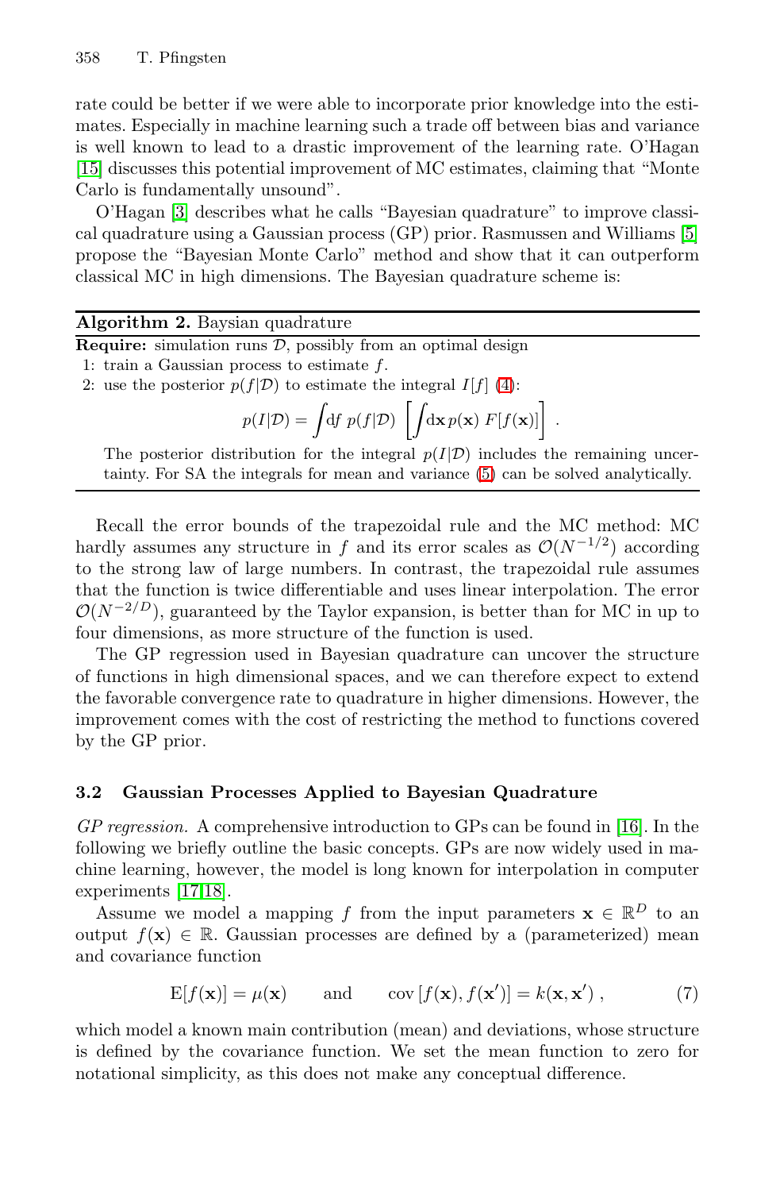rate could be better if we were able to incorporate prior knowledge into the estimates. Especially in machine learning such a trade off between bias and variance is well known to lead to a drastic improvement of the learning rate. O'Hagan [15] discusses this potential improvement of MC estimates, claiming that "Monte Carlo is fundamentally unsound".

O'Hagan [3] describes what he calls "Bayesian quadrature" to improve classical quadrature using a Gaussian process (GP) prior. Rasmussen and Williams [5] propose the "Bayesian Monte Carlo" method and show that it can outperform classical MC in high dimensions. The Bayesian quadrature scheme is:

---

**Algorithm 2.** Baysian quadrature

---

**Require:** simulation runs $\mathcal{D}$, possibly from an optimal design

1: train a Gaussian process to estimate $f$.

2: use the posterior $p(f|\mathcal{D})$ to estimate the integral $I[f]$ (4):

$$p(I|\mathcal{D}) = \int \mathrm{d}f \; p(f|\mathcal{D}) \left[ \int \mathrm{d}\mathbf{x} \, p(\mathbf{x}) \; F[f(\mathbf{x})] \right] .$$

The posterior distribution for the integral $p(I|\mathcal{D})$ includes the remaining uncertainty. For SA the integrals for mean and variance (5) can be solved analytically.

---

Recall the error bounds of the trapezoidal rule and the MC method: MC hardly assumes any structure in $f$ and its error scales as $\mathcal{O}(N^{-1/2})$ according to the strong law of large numbers. In contrast, the trapezoidal rule assumes that the function is twice differentiable and uses linear interpolation. The error $\mathcal{O}(N^{-2/D})$, guaranteed by the Taylor expansion, is better than for MC in up to four dimensions, as more structure of the function is used.

The GP regression used in Bayesian quadrature can uncover the structure of functions in high dimensional spaces, and we can therefore expect to extend the favorable convergence rate to quadrature in higher dimensions. However, the improvement comes with the cost of restricting the method to functions covered by the GP prior.

### 3.2 Gaussian Processes Applied to Bayesian Quadrature

*GP regression.* A comprehensive introduction to GPs can be found in [16]. In the following we briefly outline the basic concepts. GPs are now widely used in machine learning, however, the model is long known for interpolation in computer experiments [17,18].

Assume we model a mapping $f$ from the input parameters $\mathbf{x} \in \mathbb{R}^D$ to an output $f(\mathbf{x}) \in \mathbb{R}$. Gaussian processes are defined by a (parameterized) mean and covariance function

$$\mathrm{E}[f(\mathbf{x})] = \mu(\mathbf{x}) \qquad \text{and} \qquad \mathrm{cov}\left[f(\mathbf{x}), f(\mathbf{x}')\right] = k(\mathbf{x}, \mathbf{x}') \;, \tag{7}$$

which model a known main contribution (mean) and deviations, whose structure is defined by the covariance function. We set the mean function to zero for notational simplicity, as this does not make any conceptual difference.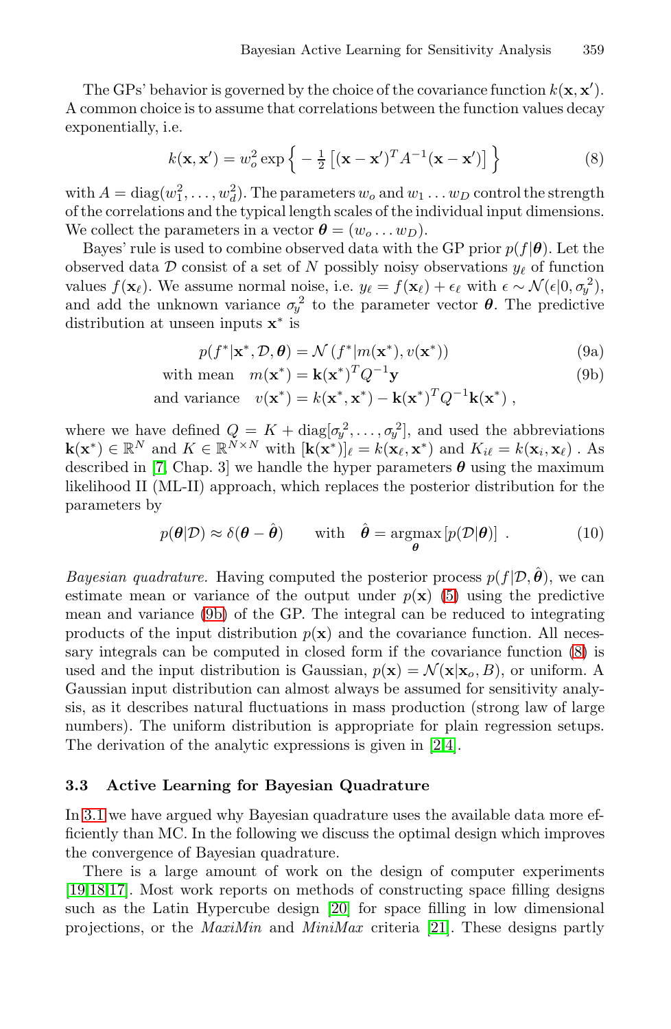The GPs' behavior is governed by the choice of the covariance function $k(\mathbf{x}, \mathbf{x}')$. A common choice is to assume that correlations between the function values decay exponentially, i.e.

$$k(\mathbf{x}, \mathbf{x}') = w_o^2 \exp\Big\{ -\tfrac{1}{2}\left[(\mathbf{x} - \mathbf{x}')^T A^{-1} (\mathbf{x} - \mathbf{x}')\right] \Big\} \tag{8}$$

with $A = \text{diag}(w_1^2, \ldots, w_d^2)$. The parameters $w_o$ and $w_1 \ldots w_D$ control the strength of the correlations and the typical length scales of the individual input dimensions. We collect the parameters in a vector $\boldsymbol{\theta} = (w_o \ldots w_D)$.

Bayes' rule is used to combine observed data with the GP prior $p(f|\boldsymbol{\theta})$. Let the observed data $\mathcal{D}$ consist of a set of $N$ possibly noisy observations $y_\ell$ of function values $f(\mathbf{x}_\ell)$. We assume normal noise, i.e. $y_\ell = f(\mathbf{x}_\ell) + \epsilon_\ell$ with $\epsilon \sim \mathcal{N}(\epsilon|0, \sigma_y{}^2)$, and add the unknown variance $\sigma_y^2$ to the parameter vector $\boldsymbol{\theta}$. The predictive distribution at unseen inputs $\mathbf{x}^*$ is

$$p(f^*|\mathbf{x}^*, \mathcal{D}, \boldsymbol{\theta}) = \mathcal{N}\left(f^*|m(\mathbf{x}^*), v(\mathbf{x}^*)\right) \tag{9a}$$

$$\text{with mean} \quad m(\mathbf{x}^*) = \mathbf{k}(\mathbf{x}^*)^T Q^{-1} \mathbf{y} \tag{9b}$$

$$\text{and variance} \quad v(\mathbf{x}^*) = k(\mathbf{x}^*, \mathbf{x}^*) - \mathbf{k}(\mathbf{x}^*)^T Q^{-1} \mathbf{k}(\mathbf{x}^*) \,,$$

where we have defined $Q = K + \text{diag}[\sigma_y^2, \ldots, \sigma_y^2]$, and used the abbreviations $\mathbf{k}(\mathbf{x}^*) \in \mathbb{R}^N$ and $K \in \mathbb{R}^{N \times N}$ with $[\mathbf{k}(\mathbf{x}^*)]_\ell = k(\mathbf{x}_\ell, \mathbf{x}^*)$ and $K_{i\ell} = k(\mathbf{x}_i, \mathbf{x}_\ell)$ . As described in [7, Chap. 3] we handle the hyper parameters $\boldsymbol{\theta}$ using the maximum likelihood II (ML-II) approach, which replaces the posterior distribution for the parameters by

$$p(\boldsymbol{\theta}|\mathcal{D}) \approx \delta(\boldsymbol{\theta} - \hat{\boldsymbol{\theta}}) \qquad \text{with} \quad \hat{\boldsymbol{\theta}} = \underset{\boldsymbol{\theta}}{\text{argmax}}\,[p(\mathcal{D}|\boldsymbol{\theta})] \ . \tag{10}$$

*Bayesian quadrature.* Having computed the posterior process $p(f|\mathcal{D}, \hat{\boldsymbol{\theta}})$, we can estimate mean or variance of the output under $p(\mathbf{x})$ (5) using the predictive mean and variance (9b) of the GP. The integral can be reduced to integrating products of the input distribution $p(\mathbf{x})$ and the covariance function. All necessary integrals can be computed in closed form if the covariance function (8) is used and the input distribution is Gaussian, $p(\mathbf{x}) = \mathcal{N}(\mathbf{x}|\mathbf{x}_o, B)$, or uniform. A Gaussian input distribution can almost always be assumed for sensitivity analysis, as it describes natural fluctuations in mass production (strong law of large numbers). The uniform distribution is appropriate for plain regression setups. The derivation of the analytic expressions is given in [2,4].

### 3.3 Active Learning for Bayesian Quadrature

In 3.1 we have argued why Bayesian quadrature uses the available data more efficiently than MC. In the following we discuss the optimal design which improves the convergence of Bayesian quadrature.

There is a large amount of work on the design of computer experiments [19,18,17]. Most work reports on methods of constructing space filling designs such as the Latin Hypercube design [20] for space filling in low dimensional projections, or the *MaxiMin* and *MiniMax* criteria [21]. These designs partly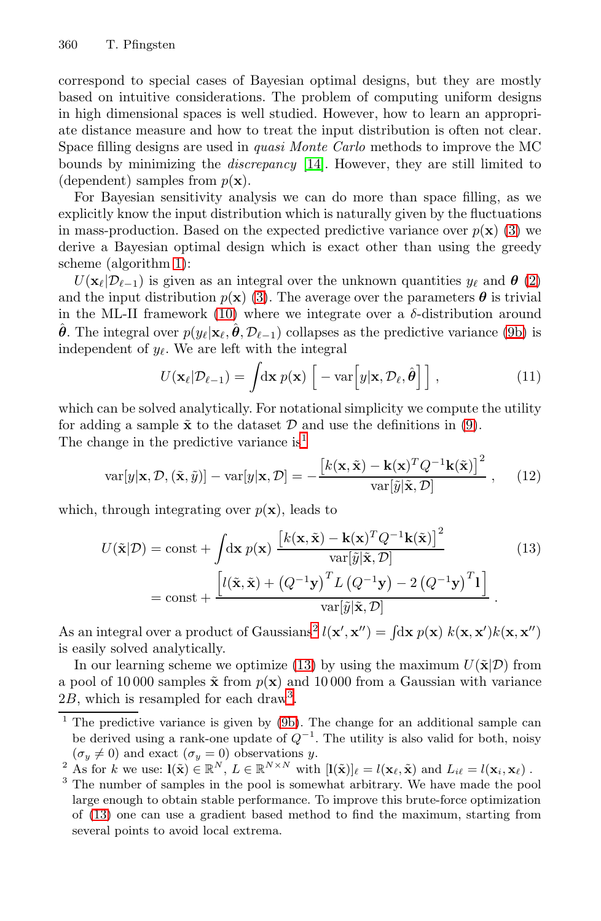correspond to special cases of Bayesian optimal designs, but they are mostly based on intuitive considerations. The problem of computing uniform designs in high dimensional spaces is well studied. However, how to learn an appropriate distance measure and how to treat the input distribution is often not clear. Space filling designs are used in *quasi Monte Carlo* methods to improve the MC bounds by minimizing the *discrepancy* [14]. However, they are still limited to (dependent) samples from $p(\mathbf{x})$.

For Bayesian sensitivity analysis we can do more than space filling, as we explicitly know the input distribution which is naturally given by the fluctuations in mass-production. Based on the expected predictive variance over $p(\mathbf{x})$ (3) we derive a Bayesian optimal design which is exact other than using the greedy scheme (algorithm 1):

$U(\mathbf{x}_\ell|\mathcal{D}_{\ell-1})$ is given as an integral over the unknown quantities $y_\ell$ and $\boldsymbol{\theta}$ (2) and the input distribution $p(\mathbf{x})$ (3). The average over the parameters $\boldsymbol{\theta}$ is trivial in the ML-II framework (10) where we integrate over a $\delta$-distribution around $\hat{\boldsymbol{\theta}}$. The integral over $p(y_\ell|\mathbf{x}_\ell, \hat{\boldsymbol{\theta}}, \mathcal{D}_{\ell-1})$ collapses as the predictive variance (9b) is independent of $y_\ell$. We are left with the integral

$$U(\mathbf{x}_\ell|\mathcal{D}_{\ell-1}) = \int \mathrm{d}\mathbf{x}\, p(\mathbf{x}) \Big[ -\operatorname{var}\Big[y|\mathbf{x}, \mathcal{D}_\ell, \hat{\boldsymbol{\theta}}\Big] \Big] , \tag{11}$$

which can be solved analytically. For notational simplicity we compute the utility for adding a sample $\tilde{\mathbf{x}}$ to the dataset $\mathcal{D}$ and use the definitions in (9).
The change in the predictive variance is[1]

$$\operatorname{var}[y|\mathbf{x}, \mathcal{D}, (\tilde{\mathbf{x}}, \tilde{y})] - \operatorname{var}[y|\mathbf{x}, \mathcal{D}] = -\frac{\left[k(\mathbf{x}, \tilde{\mathbf{x}}) - \mathbf{k}(\mathbf{x})^T Q^{-1} \mathbf{k}(\tilde{\mathbf{x}})\right]^2}{\operatorname{var}[\tilde{y}|\tilde{\mathbf{x}}, \mathcal{D}]} , \tag{12}$$

which, through integrating over $p(\mathbf{x})$, leads to

$$\begin{aligned} U(\tilde{\mathbf{x}}|\mathcal{D}) &= \text{const} + \int \mathrm{d}\mathbf{x}\, p(\mathbf{x})\, \frac{\left[k(\mathbf{x}, \tilde{\mathbf{x}}) - \mathbf{k}(\mathbf{x})^T Q^{-1} \mathbf{k}(\tilde{\mathbf{x}})\right]^2}{\operatorname{var}[\tilde{y}|\tilde{\mathbf{x}}, \mathcal{D}]} \\ &= \text{const} + \frac{\left[l(\tilde{\mathbf{x}}, \tilde{\mathbf{x}}) + \left(Q^{-1}\mathbf{y}\right)^T L \left(Q^{-1}\mathbf{y}\right) - 2\left(Q^{-1}\mathbf{y}\right)^T \mathbf{l}\right]}{\operatorname{var}[\tilde{y}|\tilde{\mathbf{x}}, \mathcal{D}]} . \end{aligned} \tag{13}$$

As an integral over a product of Gaussians[2] $l(\mathbf{x}', \mathbf{x}'') = \int \mathrm{d}\mathbf{x}\, p(\mathbf{x})\, k(\mathbf{x}, \mathbf{x}') k(\mathbf{x}, \mathbf{x}'')$ is easily solved analytically.

In our learning scheme we optimize (13) by using the maximum $U(\tilde{\mathbf{x}}|\mathcal{D})$ from a pool of 10 000 samples $\tilde{\mathbf{x}}$ from $p(\mathbf{x})$ and 10 000 from a Gaussian with variance $2B$, which is resampled for each draw[3].

---

[1] The predictive variance is given by (9b). The change for an additional sample can be derived using a rank-one update of $Q^{-1}$. The utility is also valid for both, noisy ($\sigma_y \neq 0$) and exact ($\sigma_y = 0$) observations $y$.

[2] As for $k$ we use: $\mathbf{l}(\tilde{\mathbf{x}}) \in \mathbb{R}^N$, $L \in \mathbb{R}^{N \times N}$ with $[\mathbf{l}(\tilde{\mathbf{x}})]_\ell = l(\mathbf{x}_\ell, \tilde{\mathbf{x}})$ and $L_{i\ell} = l(\mathbf{x}_i, \mathbf{x}_\ell)$ .

[3] The number of samples in the pool is somewhat arbitrary. We have made the pool large enough to obtain stable performance. To improve this brute-force optimization of (13) one can use a gradient based method to find the maximum, starting from several points to avoid local extrema.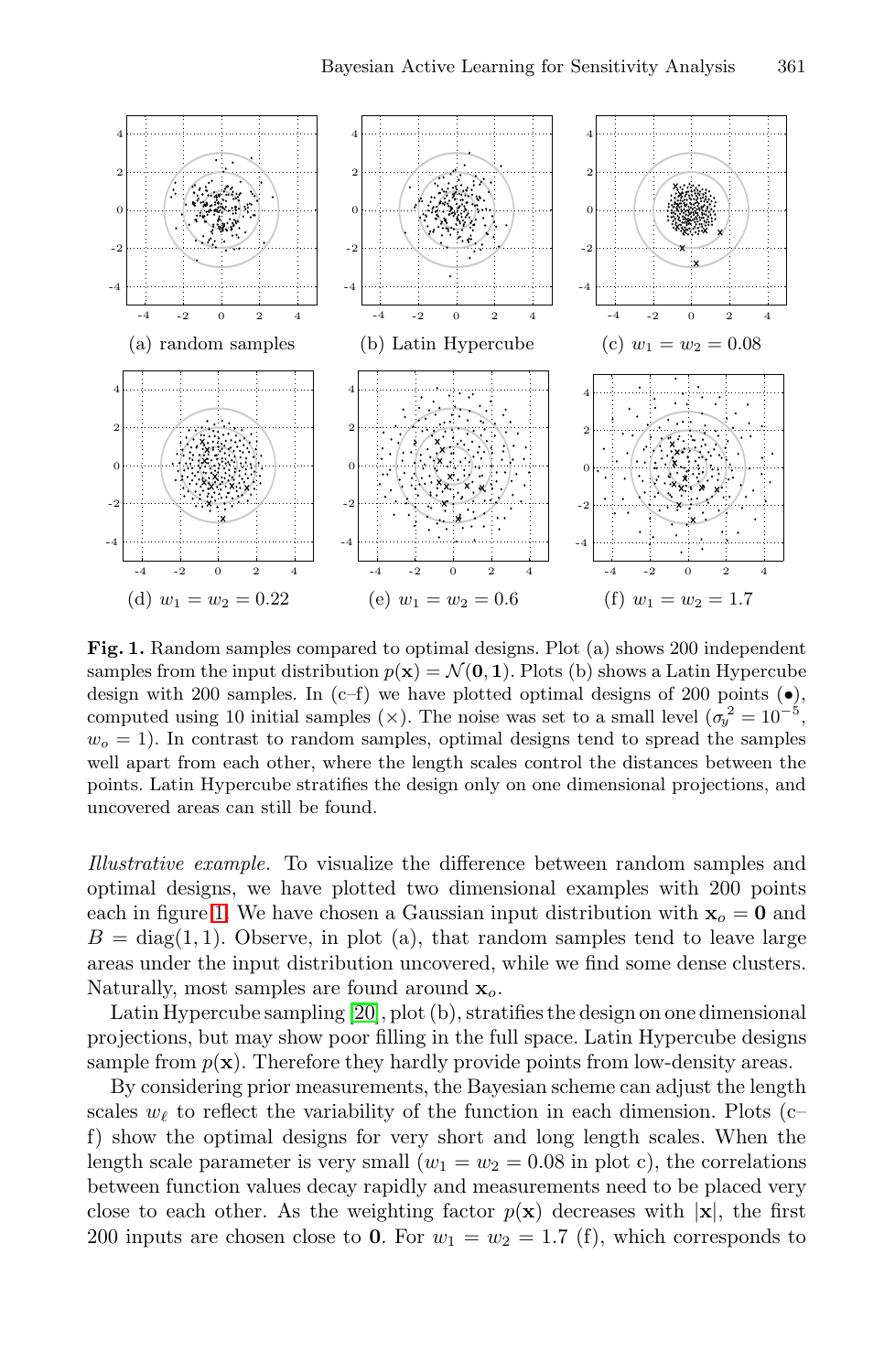(a) random samples

(b) Latin Hypercube

(c) $w_1 = w_2 = 0.08$

(d) $w_1 = w_2 = 0.22$

(e) $w_1 = w_2 = 0.6$

(f) $w_1 = w_2 = 1.7$

**Fig. 1.** Random samples compared to optimal designs. Plot (a) shows 200 independent samples from the input distribution $p(\mathbf{x}) = \mathcal{N}(\mathbf{0}, \mathbf{1})$. Plots (b) shows a Latin Hypercube design with 200 samples. In (c–f) we have plotted optimal designs of 200 points ($\bullet$), computed using 10 initial samples ($\times$). The noise was set to a small level ($\sigma_y^2 = 10^{-5}$, $w_o = 1$). In contrast to random samples, optimal designs tend to spread the samples well apart from each other, where the length scales control the distances between the points. Latin Hypercube stratifies the design only on one dimensional projections, and uncovered areas can still be found.

*Illustrative example.* To visualize the difference between random samples and optimal designs, we have plotted two dimensional examples with 200 points each in figure 1. We have chosen a Gaussian input distribution with $\mathbf{x}_o = \mathbf{0}$ and $B = \text{diag}(1, 1)$. Observe, in plot (a), that random samples tend to leave large areas under the input distribution uncovered, while we find some dense clusters. Naturally, most samples are found around $\mathbf{x}_o$.

Latin Hypercube sampling [20], plot (b), stratifies the design on one dimensional projections, but may show poor filling in the full space. Latin Hypercube designs sample from $p(\mathbf{x})$. Therefore they hardly provide points from low-density areas.

By considering prior measurements, the Bayesian scheme can adjust the length scales $w_\ell$ to reflect the variability of the function in each dimension. Plots (c–f) show the optimal designs for very short and long length scales. When the length scale parameter is very small ($w_1 = w_2 = 0.08$ in plot c), the correlations between function values decay rapidly and measurements need to be placed very close to each other. As the weighting factor $p(\mathbf{x})$ decreases with $|\mathbf{x}|$, the first 200 inputs are chosen close to $\mathbf{0}$. For $w_1 = w_2 = 1.7$ (f), which corresponds to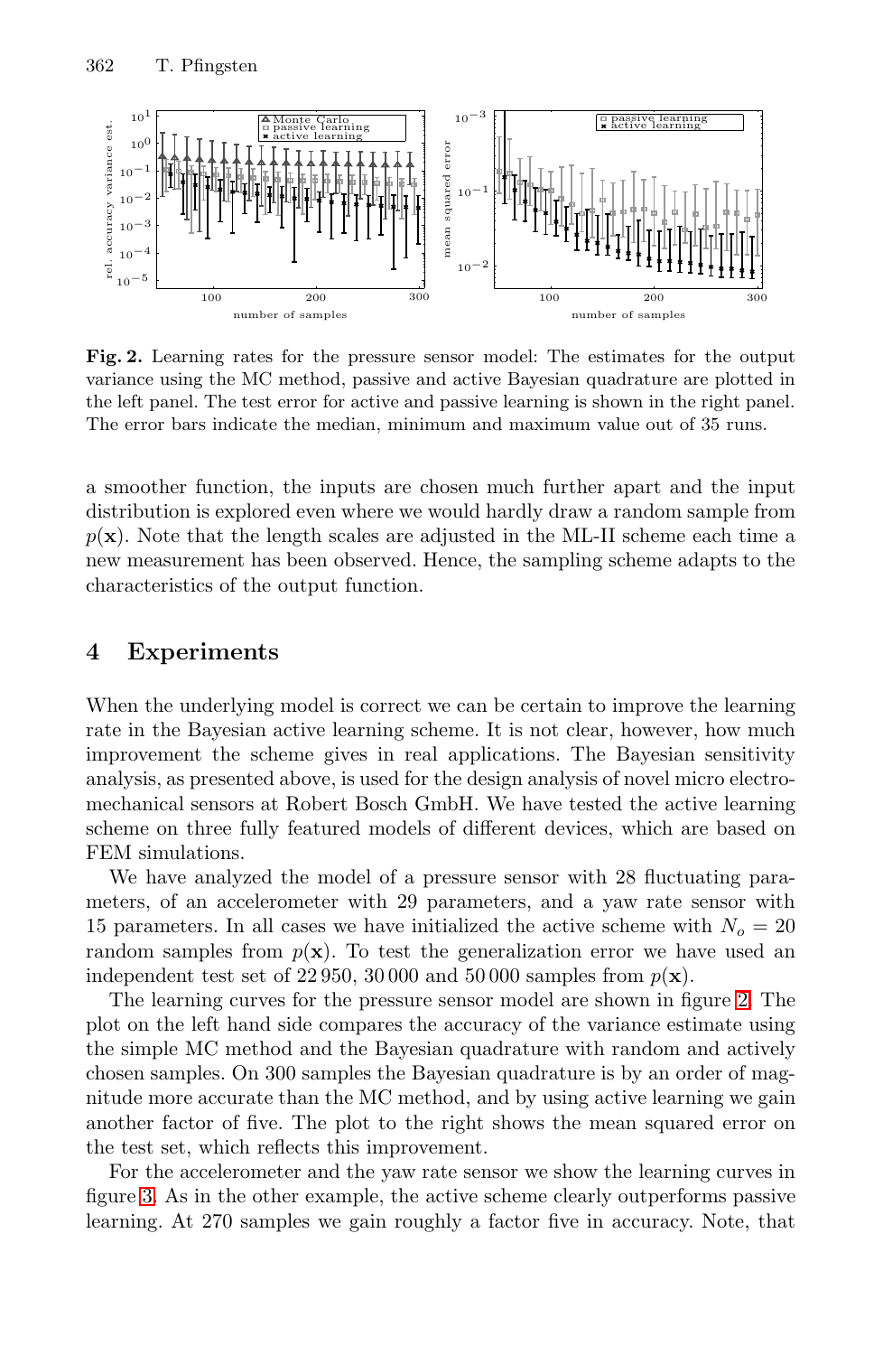**Fig. 2.** Learning rates for the pressure sensor model: The estimates for the output variance using the MC method, passive and active Bayesian quadrature are plotted in the left panel. The test error for active and passive learning is shown in the right panel. The error bars indicate the median, minimum and maximum value out of 35 runs.

a smoother function, the inputs are chosen much further apart and the input distribution is explored even where we would hardly draw a random sample from $p(\mathbf{x})$. Note that the length scales are adjusted in the ML-II scheme each time a new measurement has been observed. Hence, the sampling scheme adapts to the characteristics of the output function.

## 4 Experiments

When the underlying model is correct we can be certain to improve the learning rate in the Bayesian active learning scheme. It is not clear, however, how much improvement the scheme gives in real applications. The Bayesian sensitivity analysis, as presented above, is used for the design analysis of novel micro electro-mechanical sensors at Robert Bosch GmbH. We have tested the active learning scheme on three fully featured models of different devices, which are based on FEM simulations.

We have analyzed the model of a pressure sensor with 28 fluctuating parameters, of an accelerometer with 29 parameters, and a yaw rate sensor with 15 parameters. In all cases we have initialized the active scheme with $N_o = 20$ random samples from $p(\mathbf{x})$. To test the generalization error we have used an independent test set of 22 950, 30 000 and 50 000 samples from $p(\mathbf{x})$.

The learning curves for the pressure sensor model are shown in figure 2. The plot on the left hand side compares the accuracy of the variance estimate using the simple MC method and the Bayesian quadrature with random and actively chosen samples. On 300 samples the Bayesian quadrature is by an order of magnitude more accurate than the MC method, and by using active learning we gain another factor of five. The plot to the right shows the mean squared error on the test set, which reflects this improvement.

For the accelerometer and the yaw rate sensor we show the learning curves in figure 3. As in the other example, the active scheme clearly outperforms passive learning. At 270 samples we gain roughly a factor five in accuracy. Note, that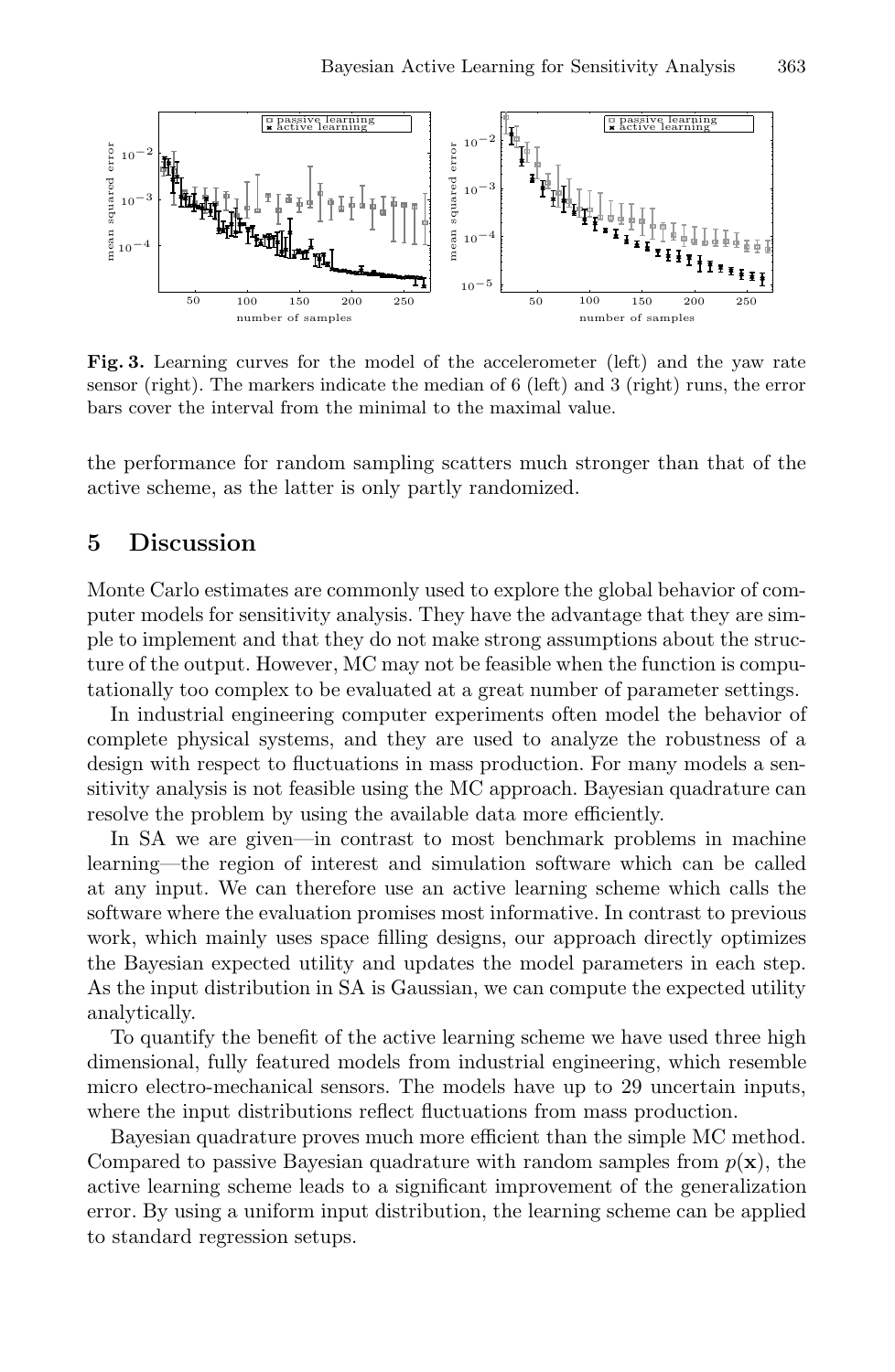passive learning
active learning

mean squared error

$10^{-2}$

$10^{-3}$

$10^{-4}$

50 100 150 200 250

number of samples

passive learning
active learning

mean squared error

$10^{-2}$

$10^{-3}$

$10^{-4}$

$10^{-5}$

50 100 150 200 250

number of samples

**Fig. 3.** Learning curves for the model of the accelerometer (left) and the yaw rate sensor (right). The markers indicate the median of 6 (left) and 3 (right) runs, the error bars cover the interval from the minimal to the maximal value.

the performance for random sampling scatters much stronger than that of the active scheme, as the latter is only partly randomized.

## 5 Discussion

Monte Carlo estimates are commonly used to explore the global behavior of computer models for sensitivity analysis. They have the advantage that they are simple to implement and that they do not make strong assumptions about the structure of the output. However, MC may not be feasible when the function is computationally too complex to be evaluated at a great number of parameter settings.

In industrial engineering computer experiments often model the behavior of complete physical systems, and they are used to analyze the robustness of a design with respect to fluctuations in mass production. For many models a sensitivity analysis is not feasible using the MC approach. Bayesian quadrature can resolve the problem by using the available data more efficiently.

In SA we are given—in contrast to most benchmark problems in machine learning—the region of interest and simulation software which can be called at any input. We can therefore use an active learning scheme which calls the software where the evaluation promises most informative. In contrast to previous work, which mainly uses space filling designs, our approach directly optimizes the Bayesian expected utility and updates the model parameters in each step. As the input distribution in SA is Gaussian, we can compute the expected utility analytically.

To quantify the benefit of the active learning scheme we have used three high dimensional, fully featured models from industrial engineering, which resemble micro electro-mechanical sensors. The models have up to 29 uncertain inputs, where the input distributions reflect fluctuations from mass production.

Bayesian quadrature proves much more efficient than the simple MC method. Compared to passive Bayesian quadrature with random samples from $p(\mathbf{x})$, the active learning scheme leads to a significant improvement of the generalization error. By using a uniform input distribution, the learning scheme can be applied to standard regression setups.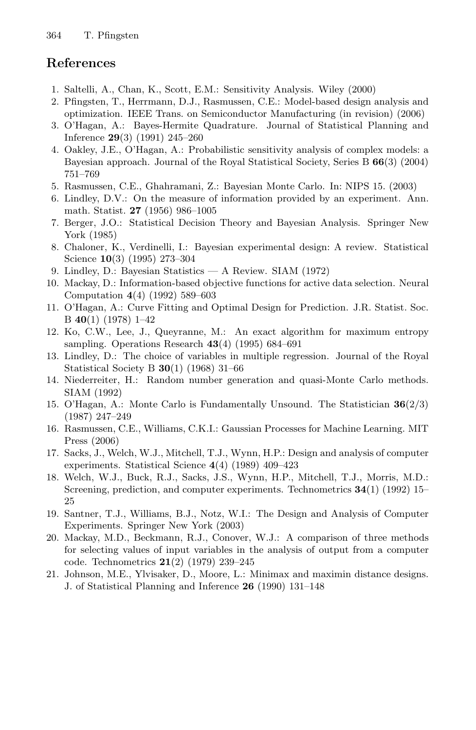## References

1. Saltelli, A., Chan, K., Scott, E.M.: Sensitivity Analysis. Wiley (2000)
2. Pfingsten, T., Herrmann, D.J., Rasmussen, C.E.: Model-based design analysis and optimization. IEEE Trans. on Semiconductor Manufacturing (in revision) (2006)
3. O'Hagan, A.: Bayes-Hermite Quadrature. Journal of Statistical Planning and Inference **29**(3) (1991) 245–260
4. Oakley, J.E., O'Hagan, A.: Probabilistic sensitivity analysis of complex models: a Bayesian approach. Journal of the Royal Statistical Society, Series B **66**(3) (2004) 751–769
5. Rasmussen, C.E., Ghahramani, Z.: Bayesian Monte Carlo. In: NIPS 15. (2003)
6. Lindley, D.V.: On the measure of information provided by an experiment. Ann. math. Statist. **27** (1956) 986–1005
7. Berger, J.O.: Statistical Decision Theory and Bayesian Analysis. Springer New York (1985)
8. Chaloner, K., Verdinelli, I.: Bayesian experimental design: A review. Statistical Science **10**(3) (1995) 273–304
9. Lindley, D.: Bayesian Statistics — A Review. SIAM (1972)
10. Mackay, D.: Information-based objective functions for active data selection. Neural Computation **4**(4) (1992) 589–603
11. O'Hagan, A.: Curve Fitting and Optimal Design for Prediction. J.R. Statist. Soc. B **40**(1) (1978) 1–42
12. Ko, C.W., Lee, J., Queyranne, M.: An exact algorithm for maximum entropy sampling. Operations Research **43**(4) (1995) 684–691
13. Lindley, D.: The choice of variables in multiple regression. Journal of the Royal Statistical Society B **30**(1) (1968) 31–66
14. Niederreiter, H.: Random number generation and quasi-Monte Carlo methods. SIAM (1992)
15. O'Hagan, A.: Monte Carlo is Fundamentally Unsound. The Statistician **36**(2/3) (1987) 247–249
16. Rasmussen, C.E., Williams, C.K.I.: Gaussian Processes for Machine Learning. MIT Press (2006)
17. Sacks, J., Welch, W.J., Mitchell, T.J., Wynn, H.P.: Design and analysis of computer experiments. Statistical Science **4**(4) (1989) 409–423
18. Welch, W.J., Buck, R.J., Sacks, J.S., Wynn, H.P., Mitchell, T.J., Morris, M.D.: Screening, prediction, and computer experiments. Technometrics **34**(1) (1992) 15–25
19. Santner, T.J., Williams, B.J., Notz, W.I.: The Design and Analysis of Computer Experiments. Springer New York (2003)
20. Mackay, M.D., Beckmann, R.J., Conover, W.J.: A comparison of three methods for selecting values of input variables in the analysis of output from a computer code. Technometrics **21**(2) (1979) 239–245
21. Johnson, M.E., Ylvisaker, D., Moore, L.: Minimax and maximin distance designs. J. of Statistical Planning and Inference **26** (1990) 131–148